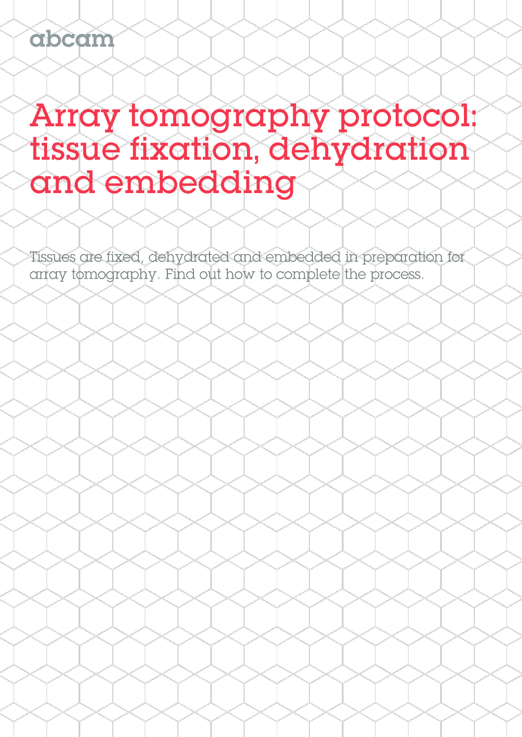abcam

# Array tomography protocol: tissue fixation, dehydration and embedding

Tissues are fixed, dehydrated and embedded in preparation for array tomography. Find out how to complete the process.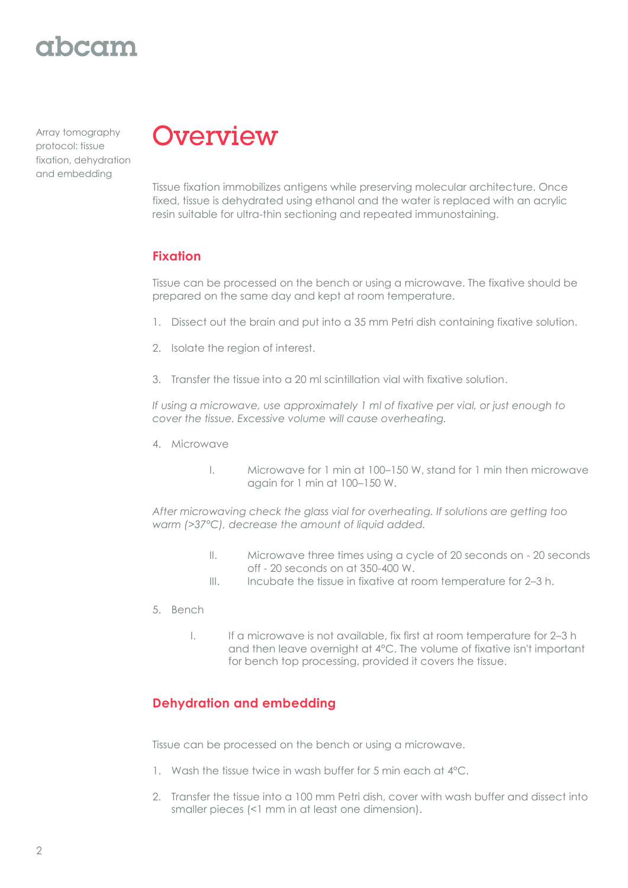Array tomography protocol: tissue fixation, dehydration and embedding

# Overview

Tissue fixation immobilizes antigens while preserving molecular architecture. Once fixed, tissue is dehydrated using ethanol and the water is replaced with an acrylic resin suitable for ultra-thin sectioning and repeated immunostaining.

## Fixation

Tissue can be processed on the bench or using a microwave. The fixative should be prepared on the same day and kept at room temperature.

1. Dissect out the brain and put into a 35 mm Petri dish containing fixative solution.

2. Isolate the region of interest.

3. Transfer the tissue into a 20 ml scintillation vial with fixative solution.

*If using a microwave, use approximately 1 ml of fixative per vial, or just enough to cover the tissue. Excessive volume will cause overheating.*

4. Microwave

   I. Microwave for 1 min at 100–150 W, stand for 1 min then microwave again for 1 min at 100–150 W.

*After microwaving check the glass vial for overheating. If solutions are getting too warm (>37°C), decrease the amount of liquid added.*

   II. Microwave three times using a cycle of 20 seconds on - 20 seconds off - 20 seconds on at 350-400 W.

   III. Incubate the tissue in fixative at room temperature for 2–3 h.

5. Bench

   I. If a microwave is not available, fix first at room temperature for 2–3 h and then leave overnight at 4°C. The volume of fixative isn't important for bench top processing, provided it covers the tissue.

## Dehydration and embedding

Tissue can be processed on the bench or using a microwave.

1. Wash the tissue twice in wash buffer for 5 min each at 4°C.

2. Transfer the tissue into a 100 mm Petri dish, cover with wash buffer and dissect into smaller pieces (<1 mm in at least one dimension).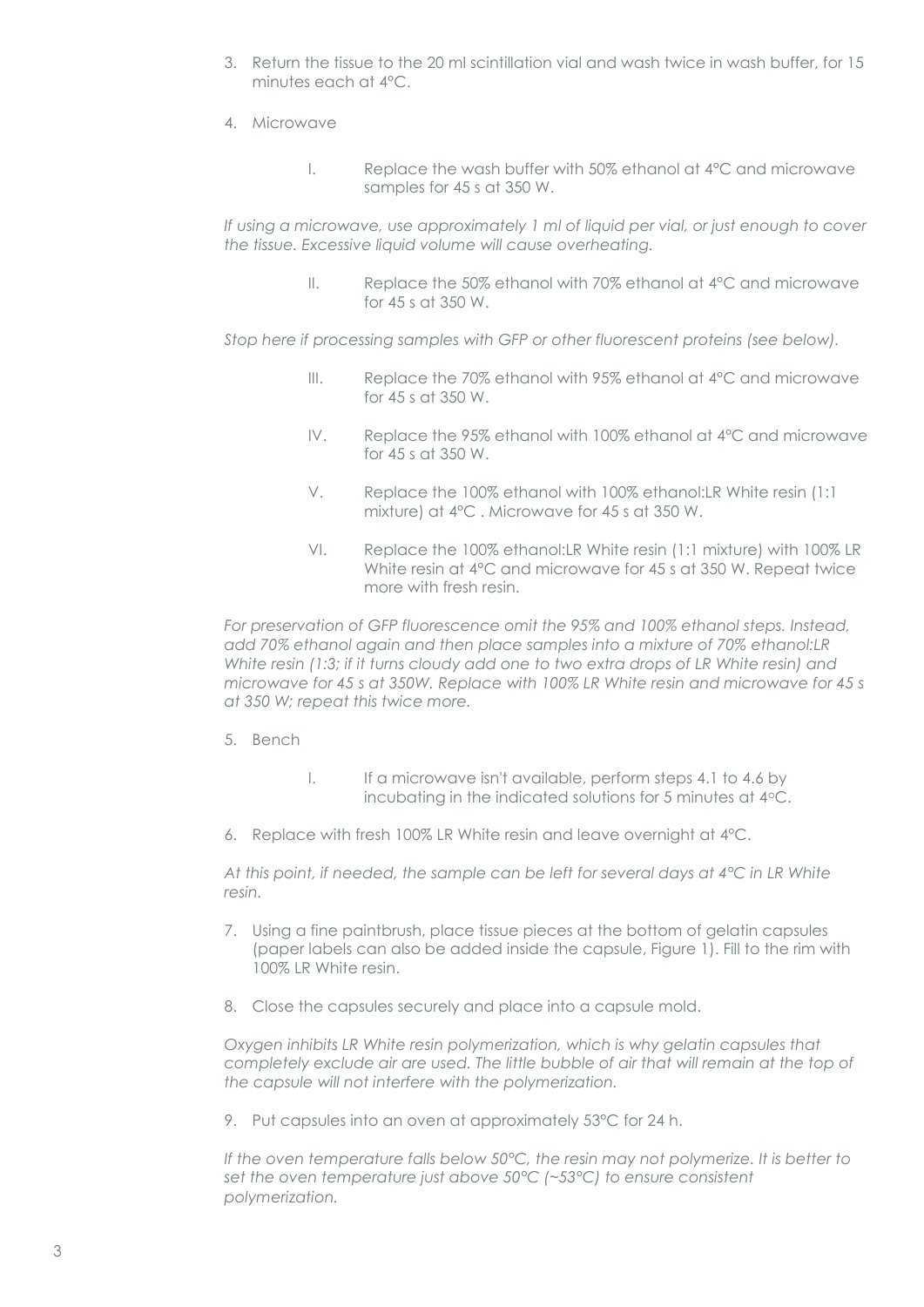3. Return the tissue to the 20 ml scintillation vial and wash twice in wash buffer, for 15 minutes each at 4°C.

4. Microwave

   I. Replace the wash buffer with 50% ethanol at 4°C and microwave samples for 45 s at 350 W.

*If using a microwave, use approximately 1 ml of liquid per vial, or just enough to cover the tissue. Excessive liquid volume will cause overheating.*

   II. Replace the 50% ethanol with 70% ethanol at 4°C and microwave for 45 s at 350 W.

*Stop here if processing samples with GFP or other fluorescent proteins (see below).*

   III. Replace the 70% ethanol with 95% ethanol at 4°C and microwave for 45 s at 350 W.

   IV. Replace the 95% ethanol with 100% ethanol at 4°C and microwave for 45 s at 350 W.

   V. Replace the 100% ethanol with 100% ethanol:LR White resin (1:1 mixture) at 4°C . Microwave for 45 s at 350 W.

   VI. Replace the 100% ethanol:LR White resin (1:1 mixture) with 100% LR White resin at 4°C and microwave for 45 s at 350 W. Repeat twice more with fresh resin.

*For preservation of GFP fluorescence omit the 95% and 100% ethanol steps. Instead, add 70% ethanol again and then place samples into a mixture of 70% ethanol:LR White resin (1:3; if it turns cloudy add one to two extra drops of LR White resin) and microwave for 45 s at 350W. Replace with 100% LR White resin and microwave for 45 s at 350 W; repeat this twice more.*

5. Bench

   I. If a microwave isn't available, perform steps 4.1 to 4.6 by incubating in the indicated solutions for 5 minutes at 4°C.

6. Replace with fresh 100% LR White resin and leave overnight at 4°C.

*At this point, if needed, the sample can be left for several days at 4°C in LR White resin.*

7. Using a fine paintbrush, place tissue pieces at the bottom of gelatin capsules (paper labels can also be added inside the capsule, Figure 1). Fill to the rim with 100% LR White resin.

8. Close the capsules securely and place into a capsule mold.

*Oxygen inhibits LR White resin polymerization, which is why gelatin capsules that completely exclude air are used. The little bubble of air that will remain at the top of the capsule will not interfere with the polymerization.*

9. Put capsules into an oven at approximately 53°C for 24 h.

*If the oven temperature falls below 50°C, the resin may not polymerize. It is better to set the oven temperature just above 50°C (~53°C) to ensure consistent polymerization.*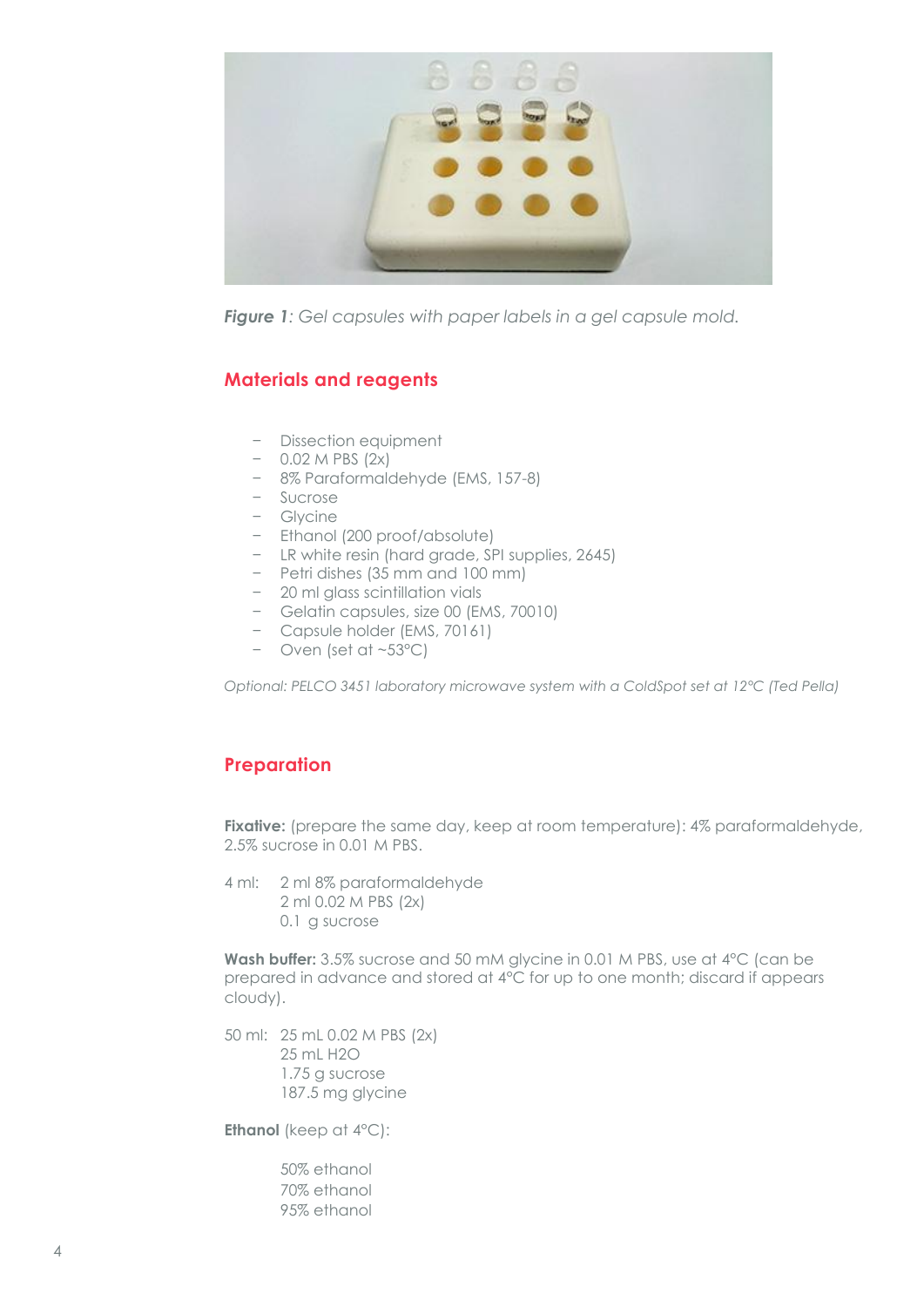*Figure 1: Gel capsules with paper labels in a gel capsule mold.*

## Materials and reagents

- Dissection equipment
- 0.02 M PBS (2x)
- 8% Paraformaldehyde (EMS, 157-8)
- Sucrose
- Glycine
- Ethanol (200 proof/absolute)
- LR white resin (hard grade, SPI supplies, 2645)
- Petri dishes (35 mm and 100 mm)
- 20 ml glass scintillation vials
- Gelatin capsules, size 00 (EMS, 70010)
- Capsule holder (EMS, 70161)
- Oven (set at ~53°C)

*Optional: PELCO 3451 laboratory microwave system with a ColdSpot set at 12°C (Ted Pella)*

## Preparation

**Fixative:** (prepare the same day, keep at room temperature): 4% paraformaldehyde, 2.5% sucrose in 0.01 M PBS.

4 ml:
- 2 ml 8% paraformaldehyde
- 2 ml 0.02 M PBS (2x)
- 0.1 g sucrose

**Wash buffer:** 3.5% sucrose and 50 mM glycine in 0.01 M PBS, use at 4°C (can be prepared in advance and stored at 4°C for up to one month; discard if appears cloudy).

50 ml:
- 25 mL 0.02 M PBS (2x)
- 25 mL $H_2O$
- 1.75 g sucrose
- 187.5 mg glycine

**Ethanol** (keep at 4°C):

- 50% ethanol
- 70% ethanol
- 95% ethanol